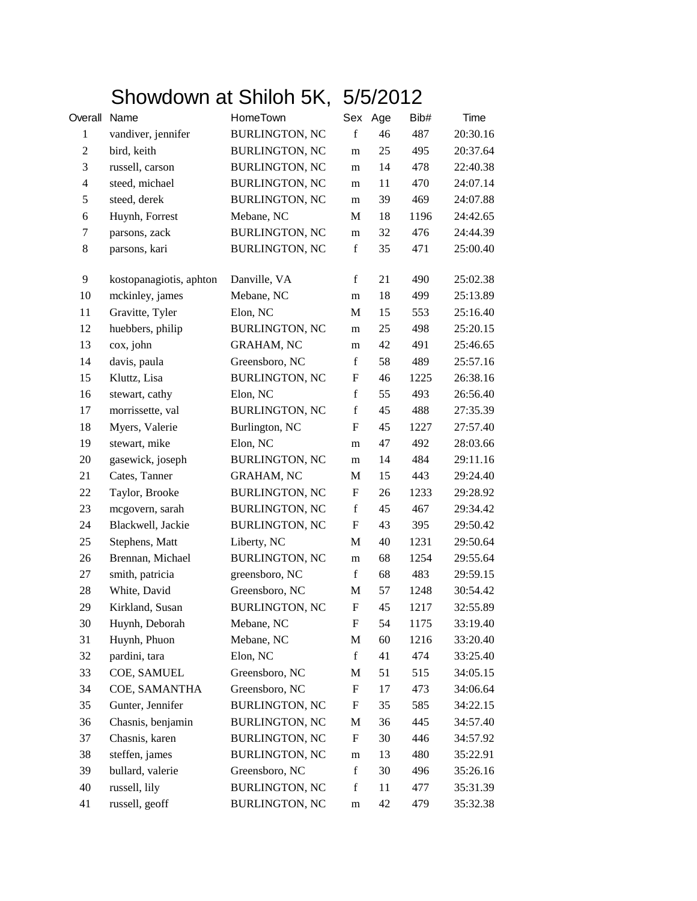# Showdown at Shiloh 5K, 5/5/2012

| Overall | Name | HomeTown | Sex | Age | Bib# | Time |
|---|---|---|---|---|---|---|
| 1 | vandiver, jennifer | BURLINGTON, NC | f | 46 | 487 | 20:30.16 |
| 2 | bird, keith | BURLINGTON, NC | m | 25 | 495 | 20:37.64 |
| 3 | russell, carson | BURLINGTON, NC | m | 14 | 478 | 22:40.38 |
| 4 | steed, michael | BURLINGTON, NC | m | 11 | 470 | 24:07.14 |
| 5 | steed, derek | BURLINGTON, NC | m | 39 | 469 | 24:07.88 |
| 6 | Huynh, Forrest | Mebane, NC | M | 18 | 1196 | 24:42.65 |
| 7 | parsons, zack | BURLINGTON, NC | m | 32 | 476 | 24:44.39 |
| 8 | parsons, kari | BURLINGTON, NC | f | 35 | 471 | 25:00.40 |
| 9 | kostopanagiotis, aphton | Danville, VA | f | 21 | 490 | 25:02.38 |
| 10 | mckinley, james | Mebane, NC | m | 18 | 499 | 25:13.89 |
| 11 | Gravitte, Tyler | Elon, NC | M | 15 | 553 | 25:16.40 |
| 12 | huebbers, philip | BURLINGTON, NC | m | 25 | 498 | 25:20.15 |
| 13 | cox, john | GRAHAM, NC | m | 42 | 491 | 25:46.65 |
| 14 | davis, paula | Greensboro, NC | f | 58 | 489 | 25:57.16 |
| 15 | Kluttz, Lisa | BURLINGTON, NC | F | 46 | 1225 | 26:38.16 |
| 16 | stewart, cathy | Elon, NC | f | 55 | 493 | 26:56.40 |
| 17 | morrissette, val | BURLINGTON, NC | f | 45 | 488 | 27:35.39 |
| 18 | Myers, Valerie | Burlington, NC | F | 45 | 1227 | 27:57.40 |
| 19 | stewart, mike | Elon, NC | m | 47 | 492 | 28:03.66 |
| 20 | gasewick, joseph | BURLINGTON, NC | m | 14 | 484 | 29:11.16 |
| 21 | Cates, Tanner | GRAHAM, NC | M | 15 | 443 | 29:24.40 |
| 22 | Taylor, Brooke | BURLINGTON, NC | F | 26 | 1233 | 29:28.92 |
| 23 | mcgovern, sarah | BURLINGTON, NC | f | 45 | 467 | 29:34.42 |
| 24 | Blackwell, Jackie | BURLINGTON, NC | F | 43 | 395 | 29:50.42 |
| 25 | Stephens, Matt | Liberty, NC | M | 40 | 1231 | 29:50.64 |
| 26 | Brennan, Michael | BURLINGTON, NC | m | 68 | 1254 | 29:55.64 |
| 27 | smith, patricia | greensboro, NC | f | 68 | 483 | 29:59.15 |
| 28 | White, David | Greensboro, NC | M | 57 | 1248 | 30:54.42 |
| 29 | Kirkland, Susan | BURLINGTON, NC | F | 45 | 1217 | 32:55.89 |
| 30 | Huynh, Deborah | Mebane, NC | F | 54 | 1175 | 33:19.40 |
| 31 | Huynh, Phuon | Mebane, NC | M | 60 | 1216 | 33:20.40 |
| 32 | pardini, tara | Elon, NC | f | 41 | 474 | 33:25.40 |
| 33 | COE, SAMUEL | Greensboro, NC | M | 51 | 515 | 34:05.15 |
| 34 | COE, SAMANTHA | Greensboro, NC | F | 17 | 473 | 34:06.64 |
| 35 | Gunter, Jennifer | BURLINGTON, NC | F | 35 | 585 | 34:22.15 |
| 36 | Chasnis, benjamin | BURLINGTON, NC | M | 36 | 445 | 34:57.40 |
| 37 | Chasnis, karen | BURLINGTON, NC | F | 30 | 446 | 34:57.92 |
| 38 | steffen, james | BURLINGTON, NC | m | 13 | 480 | 35:22.91 |
| 39 | bullard, valerie | Greensboro, NC | f | 30 | 496 | 35:26.16 |
| 40 | russell, lily | BURLINGTON, NC | f | 11 | 477 | 35:31.39 |
| 41 | russell, geoff | BURLINGTON, NC | m | 42 | 479 | 35:32.38 |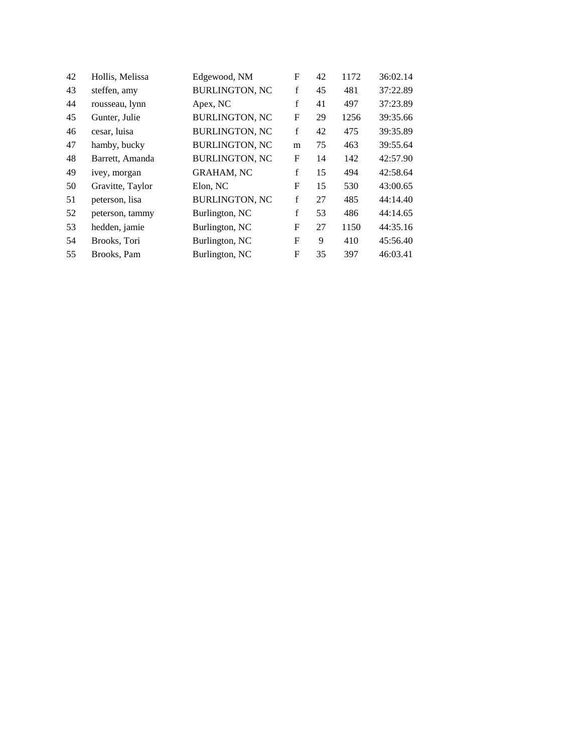| | | | | | | |
|---|---|---|---|---|---|---|
| 42 | Hollis, Melissa | Edgewood, NM | F | 42 | 1172 | 36:02.14 |
| 43 | steffen, amy | BURLINGTON, NC | f | 45 | 481 | 37:22.89 |
| 44 | rousseau, lynn | Apex, NC | f | 41 | 497 | 37:23.89 |
| 45 | Gunter, Julie | BURLINGTON, NC | F | 29 | 1256 | 39:35.66 |
| 46 | cesar, luisa | BURLINGTON, NC | f | 42 | 475 | 39:35.89 |
| 47 | hamby, bucky | BURLINGTON, NC | m | 75 | 463 | 39:55.64 |
| 48 | Barrett, Amanda | BURLINGTON, NC | F | 14 | 142 | 42:57.90 |
| 49 | ivey, morgan | GRAHAM, NC | f | 15 | 494 | 42:58.64 |
| 50 | Gravitte, Taylor | Elon, NC | F | 15 | 530 | 43:00.65 |
| 51 | peterson, lisa | BURLINGTON, NC | f | 27 | 485 | 44:14.40 |
| 52 | peterson, tammy | Burlington, NC | f | 53 | 486 | 44:14.65 |
| 53 | hedden, jamie | Burlington, NC | F | 27 | 1150 | 44:35.16 |
| 54 | Brooks, Tori | Burlington, NC | F | 9 | 410 | 45:56.40 |
| 55 | Brooks, Pam | Burlington, NC | F | 35 | 397 | 46:03.41 |